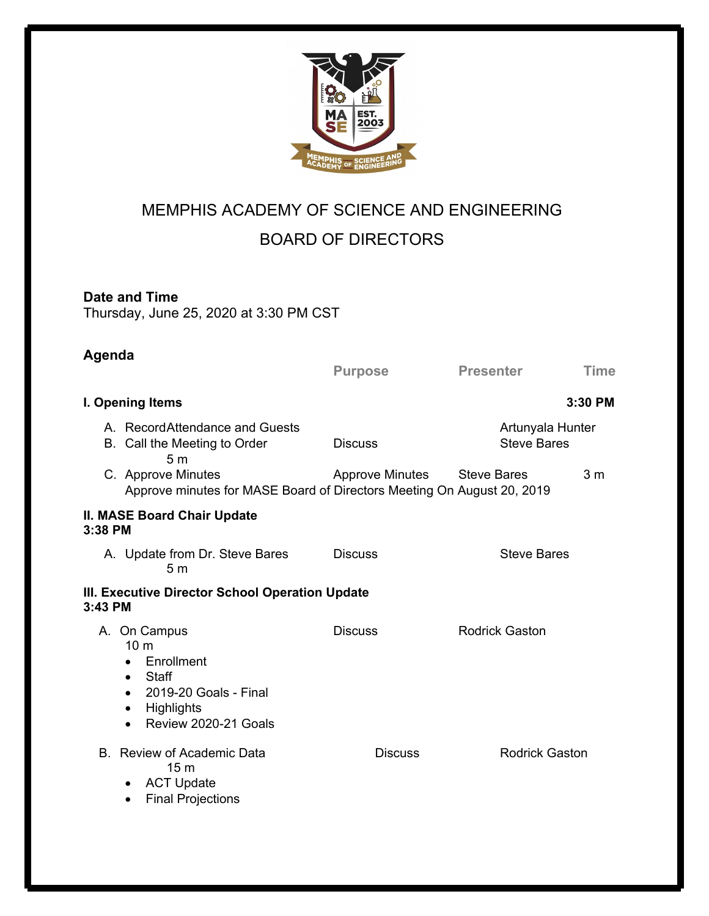# MEMPHIS ACADEMY OF SCIENCE AND ENGINEERING

## BOARD OF DIRECTORS

**Date and Time**
Thursday, June 25, 2020 at 3:30 PM CST

**Agenda**

| | Purpose | Presenter | Time |
|---|---|---|---|
| **I. Opening Items** | | | **3:30 PM** |
| A. RecordAttendance and Guests | | Artunyala Hunter | |
| B. Call the Meeting to Order | Discuss | Steve Bares | 5 m |
| C. Approve Minutes | Approve Minutes | Steve Bares | 3 m |
| Approve minutes for MASE Board of Directors Meeting On August 20, 2019 | | | |
| **II. MASE Board Chair Update** | | | **3:38 PM** |
| A. Update from Dr. Steve Bares | Discuss | Steve Bares | 5 m |
| **III. Executive Director School Operation Update** | | | **3:43 PM** |
| A. On Campus | Discuss | Rodrick Gaston | 10 m |
| B. Review of Academic Data | Discuss | Rodrick Gaston | 15 m |

A. On Campus
- Enrollment
- Staff
- 2019-20 Goals - Final
- Highlights
- Review 2020-21 Goals

B. Review of Academic Data
- ACT Update
- Final Projections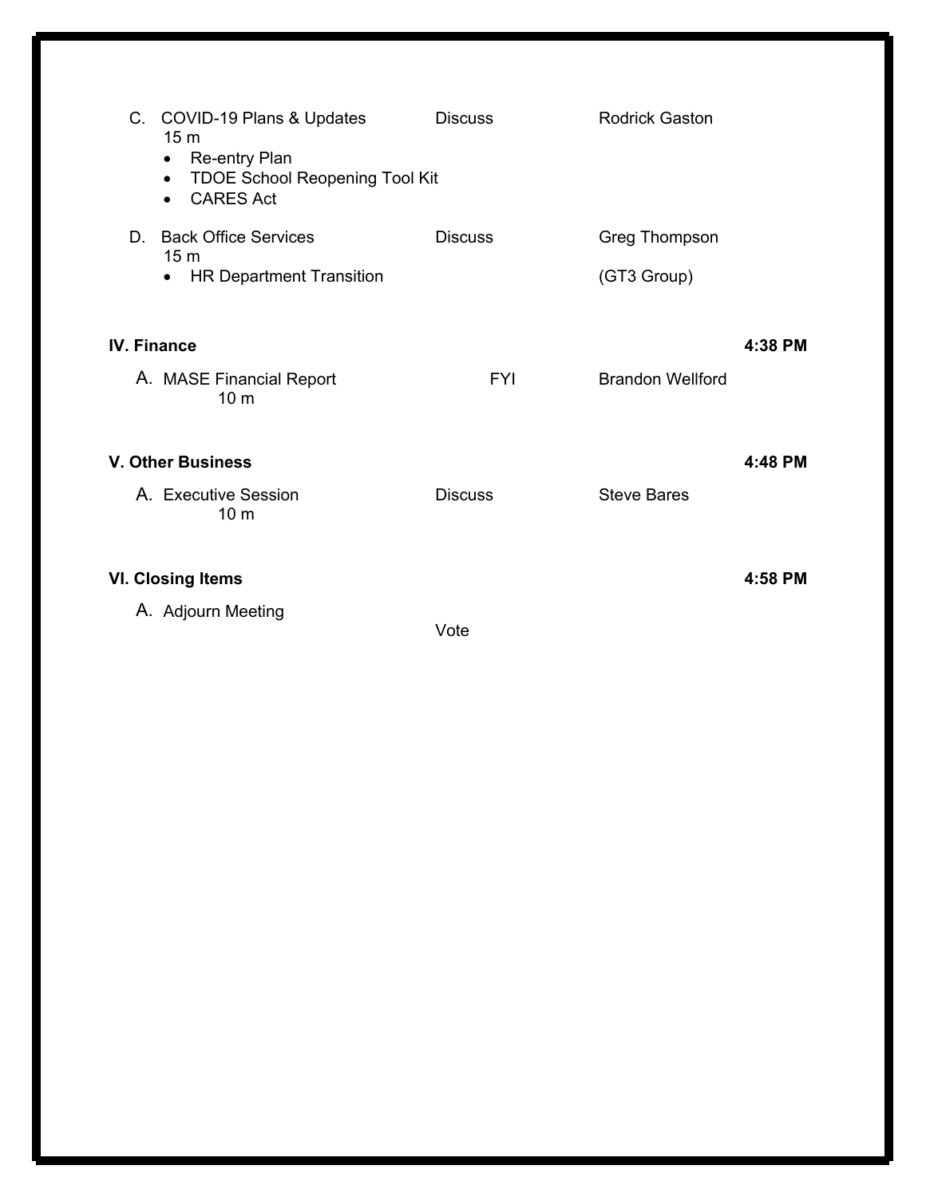| Item | Action | Presenter | Time |
| --- | --- | --- | --- |
| C. COVID-19 Plans & Updates<br>15 m<br>• Re-entry Plan<br>• TDOE School Reopening Tool Kit<br>• CARES Act | Discuss | Rodrick Gaston | |
| D. Back Office Services<br>15 m<br>• HR Department Transition | Discuss | Greg Thompson<br>(GT3 Group) | |
| **IV. Finance** | | | **4:38 PM** |
| A. MASE Financial Report<br>10 m | FYI | Brandon Wellford | |
| **V. Other Business** | | | **4:48 PM** |
| A. Executive Session<br>10 m | Discuss | Steve Bares | |
| **VI. Closing Items** | | | **4:58 PM** |
| A. Adjourn Meeting | Vote | | |